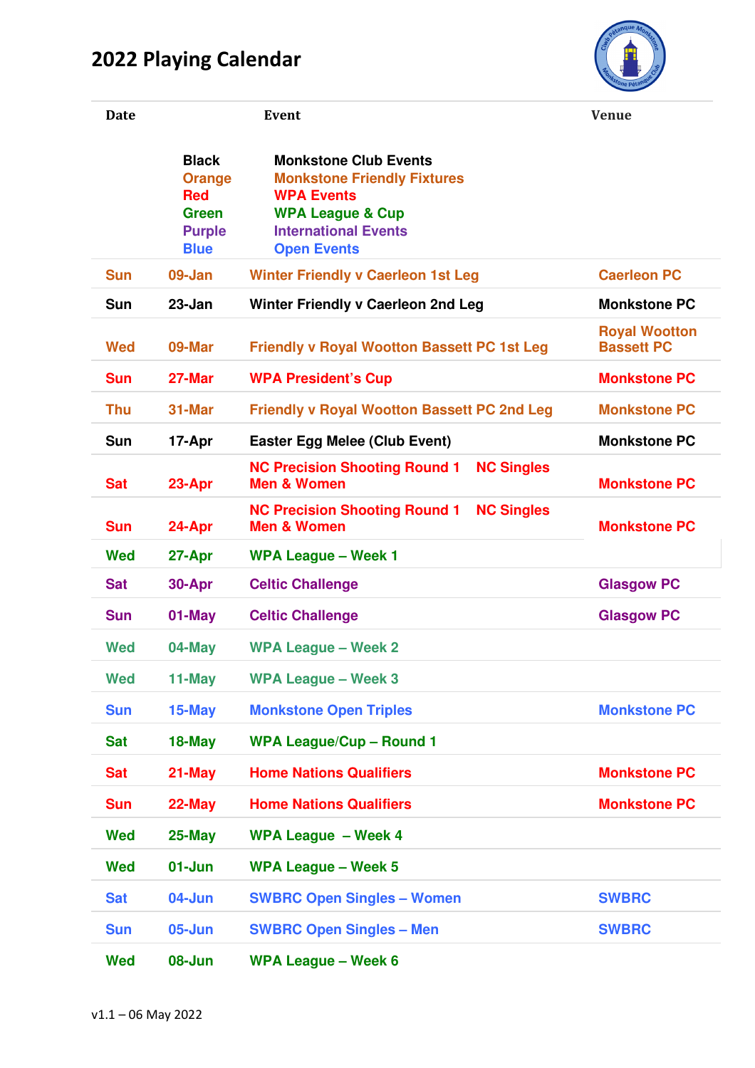# 2022 Playing Calendar

| Date | | Event | Venue |
|---|---|---|---|
| | Black | Monkstone Club Events | |
| | Orange | Monkstone Friendly Fixtures | |
| | Red | WPA Events | |
| | Green | WPA League & Cup | |
| | Purple | International Events | |
| | Blue | Open Events | |
| Sun | 09-Jan | Winter Friendly v Caerleon 1st Leg | Caerleon PC |
| Sun | 23-Jan | Winter Friendly v Caerleon 2nd Leg | Monkstone PC |
| Wed | 09-Mar | Friendly v Royal Wootton Bassett PC 1st Leg | Royal Wootton Bassett PC |
| Sun | 27-Mar | WPA President's Cup | Monkstone PC |
| Thu | 31-Mar | Friendly v Royal Wootton Bassett PC 2nd Leg | Monkstone PC |
| Sun | 17-Apr | Easter Egg Melee (Club Event) | Monkstone PC |
| Sat | 23-Apr | NC Precision Shooting Round 1 NC Singles Men & Women | Monkstone PC |
| Sun | 24-Apr | NC Precision Shooting Round 1 NC Singles Men & Women | Monkstone PC |
| Wed | 27-Apr | WPA League – Week 1 | |
| Sat | 30-Apr | Celtic Challenge | Glasgow PC |
| Sun | 01-May | Celtic Challenge | Glasgow PC |
| Wed | 04-May | WPA League – Week 2 | |
| Wed | 11-May | WPA League – Week 3 | |
| Sun | 15-May | Monkstone Open Triples | Monkstone PC |
| Sat | 18-May | WPA League/Cup – Round 1 | |
| Sat | 21-May | Home Nations Qualifiers | Monkstone PC |
| Sun | 22-May | Home Nations Qualifiers | Monkstone PC |
| Wed | 25-May | WPA League – Week 4 | |
| Wed | 01-Jun | WPA League – Week 5 | |
| Sat | 04-Jun | SWBRC Open Singles – Women | SWBRC |
| Sun | 05-Jun | SWBRC Open Singles – Men | SWBRC |
| Wed | 08-Jun | WPA League – Week 6 | |

v1.1 – 06 May 2022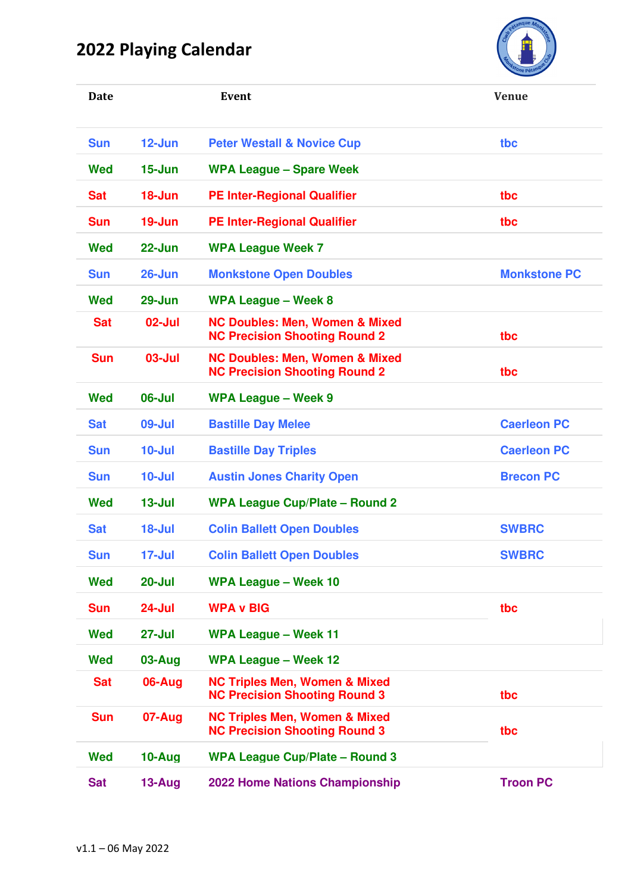# 2022 Playing Calendar

| Date | | Event | Venue |
|---|---|---|---|
| Sun | 12-Jun | Peter Westall & Novice Cup | tbc |
| Wed | 15-Jun | WPA League – Spare Week | |
| Sat | 18-Jun | PE Inter-Regional Qualifier | tbc |
| Sun | 19-Jun | PE Inter-Regional Qualifier | tbc |
| Wed | 22-Jun | WPA League Week 7 | |
| Sun | 26-Jun | Monkstone Open Doubles | Monkstone PC |
| Wed | 29-Jun | WPA League – Week 8 | |
| Sat | 02-Jul | NC Doubles: Men, Women & Mixed<br>NC Precision Shooting Round 2 | tbc |
| Sun | 03-Jul | NC Doubles: Men, Women & Mixed<br>NC Precision Shooting Round 2 | tbc |
| Wed | 06-Jul | WPA League – Week 9 | |
| Sat | 09-Jul | Bastille Day Melee | Caerleon PC |
| Sun | 10-Jul | Bastille Day Triples | Caerleon PC |
| Sun | 10-Jul | Austin Jones Charity Open | Brecon PC |
| Wed | 13-Jul | WPA League Cup/Plate – Round 2 | |
| Sat | 18-Jul | Colin Ballett Open Doubles | SWBRC |
| Sun | 17-Jul | Colin Ballett Open Doubles | SWBRC |
| Wed | 20-Jul | WPA League – Week 10 | |
| Sun | 24-Jul | WPA v BIG | tbc |
| Wed | 27-Jul | WPA League – Week 11 | |
| Wed | 03-Aug | WPA League – Week 12 | |
| Sat | 06-Aug | NC Triples Men, Women & Mixed<br>NC Precision Shooting Round 3 | tbc |
| Sun | 07-Aug | NC Triples Men, Women & Mixed<br>NC Precision Shooting Round 3 | tbc |
| Wed | 10-Aug | WPA League Cup/Plate – Round 3 | |
| Sat | 13-Aug | 2022 Home Nations Championship | Troon PC |

v1.1 – 06 May 2022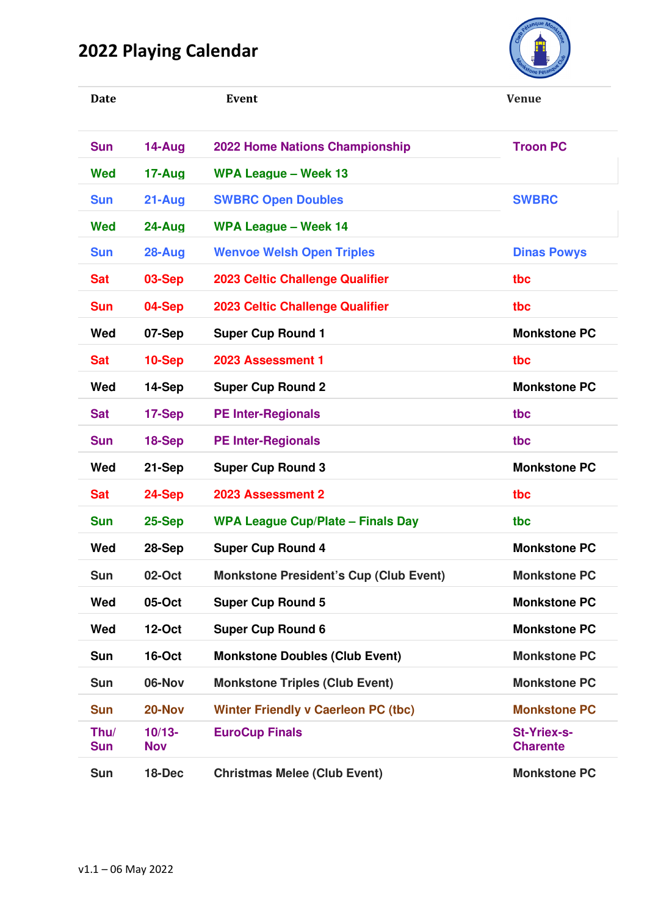# 2022 Playing Calendar

| Date | | Event | Venue |
|---|---|---|---|
| Sun | 14-Aug | 2022 Home Nations Championship | Troon PC |
| Wed | 17-Aug | WPA League – Week 13 | |
| Sun | 21-Aug | SWBRC Open Doubles | SWBRC |
| Wed | 24-Aug | WPA League – Week 14 | |
| Sun | 28-Aug | Wenvoe Welsh Open Triples | Dinas Powys |
| Sat | 03-Sep | 2023 Celtic Challenge Qualifier | tbc |
| Sun | 04-Sep | 2023 Celtic Challenge Qualifier | tbc |
| Wed | 07-Sep | Super Cup Round 1 | Monkstone PC |
| Sat | 10-Sep | 2023 Assessment 1 | tbc |
| Wed | 14-Sep | Super Cup Round 2 | Monkstone PC |
| Sat | 17-Sep | PE Inter-Regionals | tbc |
| Sun | 18-Sep | PE Inter-Regionals | tbc |
| Wed | 21-Sep | Super Cup Round 3 | Monkstone PC |
| Sat | 24-Sep | 2023 Assessment 2 | tbc |
| Sun | 25-Sep | WPA League Cup/Plate – Finals Day | tbc |
| Wed | 28-Sep | Super Cup Round 4 | Monkstone PC |
| Sun | 02-Oct | Monkstone President's Cup (Club Event) | Monkstone PC |
| Wed | 05-Oct | Super Cup Round 5 | Monkstone PC |
| Wed | 12-Oct | Super Cup Round 6 | Monkstone PC |
| Sun | 16-Oct | Monkstone Doubles (Club Event) | Monkstone PC |
| Sun | 06-Nov | Monkstone Triples (Club Event) | Monkstone PC |
| Sun | 20-Nov | Winter Friendly v Caerleon PC (tbc) | Monkstone PC |
| Thu/ Sun | 10/13- Nov | EuroCup Finals | St-Yriex-s-Charente |
| Sun | 18-Dec | Christmas Melee (Club Event) | Monkstone PC |

v1.1 – 06 May 2022